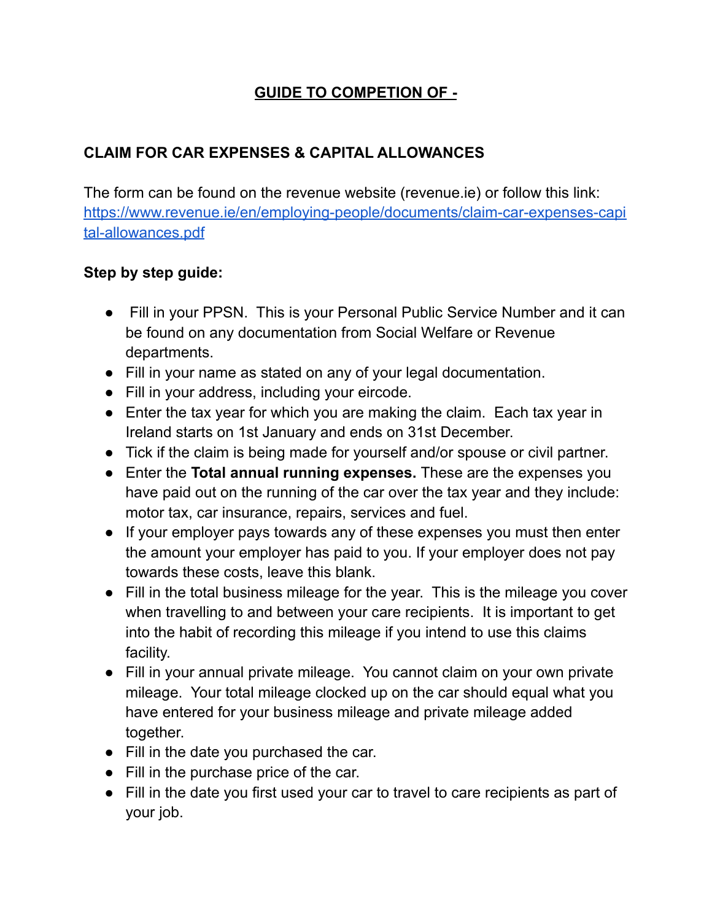# <u>GUIDE TO COMPETION OF -</u>

## CLAIM FOR CAR EXPENSES & CAPITAL ALLOWANCES

The form can be found on the revenue website (revenue.ie) or follow this link: [https://www.revenue.ie/en/employing-people/documents/claim-car-expenses-capital-allowances.pdf](https://www.revenue.ie/en/employing-people/documents/claim-car-expenses-capital-allowances.pdf)

**Step by step guide:**

- Fill in your PPSN. This is your Personal Public Service Number and it can be found on any documentation from Social Welfare or Revenue departments.
- Fill in your name as stated on any of your legal documentation.
- Fill in your address, including your eircode.
- Enter the tax year for which you are making the claim. Each tax year in Ireland starts on 1st January and ends on 31st December.
- Tick if the claim is being made for yourself and/or spouse or civil partner.
- Enter the **Total annual running expenses.** These are the expenses you have paid out on the running of the car over the tax year and they include: motor tax, car insurance, repairs, services and fuel.
- If your employer pays towards any of these expenses you must then enter the amount your employer has paid to you. If your employer does not pay towards these costs, leave this blank.
- Fill in the total business mileage for the year. This is the mileage you cover when travelling to and between your care recipients. It is important to get into the habit of recording this mileage if you intend to use this claims facility.
- Fill in your annual private mileage. You cannot claim on your own private mileage. Your total mileage clocked up on the car should equal what you have entered for your business mileage and private mileage added together.
- Fill in the date you purchased the car.
- Fill in the purchase price of the car.
- Fill in the date you first used your car to travel to care recipients as part of your job.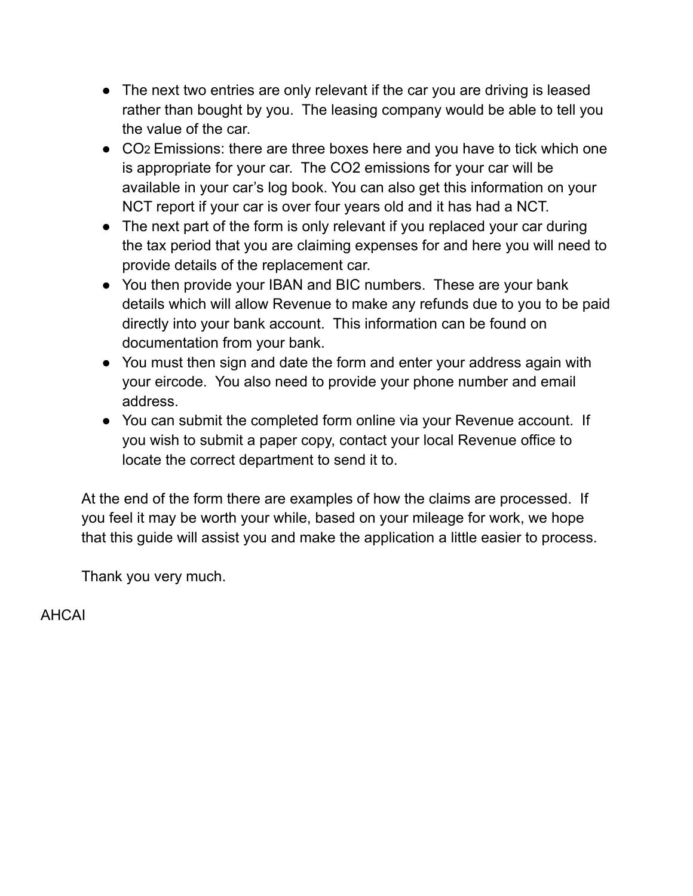- The next two entries are only relevant if the car you are driving is leased rather than bought by you. The leasing company would be able to tell you the value of the car.
- $CO_2$ Emissions: there are three boxes here and you have to tick which one is appropriate for your car. The CO2 emissions for your car will be available in your car's log book. You can also get this information on your NCT report if your car is over four years old and it has had a NCT.
- The next part of the form is only relevant if you replaced your car during the tax period that you are claiming expenses for and here you will need to provide details of the replacement car.
- You then provide your IBAN and BIC numbers. These are your bank details which will allow Revenue to make any refunds due to you to be paid directly into your bank account. This information can be found on documentation from your bank.
- You must then sign and date the form and enter your address again with your eircode. You also need to provide your phone number and email address.
- You can submit the completed form online via your Revenue account. If you wish to submit a paper copy, contact your local Revenue office to locate the correct department to send it to.

At the end of the form there are examples of how the claims are processed. If you feel it may be worth your while, based on your mileage for work, we hope that this guide will assist you and make the application a little easier to process.

Thank you very much.

AHCAI